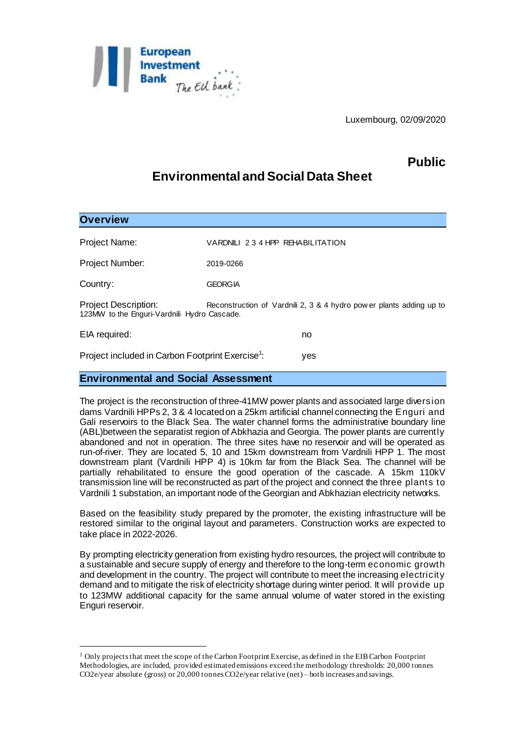Luxembourg, 02/09/2020

**Public**

# Environmental and Social Data Sheet

## Overview

Project Name: VARDNILI 2 3 4 HPP REHABILITATION

Project Number: 2019-0266

Country: GEORGIA

Project Description: Reconstruction of Vardnili 2, 3 & 4 hydro power plants adding up to 123MW to the Enguri-Vardnili Hydro Cascade.

EIA required: no

Project included in Carbon Footprint Exercise[1]: yes

## Environmental and Social Assessment

The project is the reconstruction of three-41MW power plants and associated large diversion dams Vardnili HPPs 2, 3 & 4 located on a 25km artificial channel connecting the Enguri and Gali reservoirs to the Black Sea. The water channel forms the administrative boundary line (ABL)between the separatist region of Abkhazia and Georgia. The power plants are currently abandoned and not in operation. The three sites have no reservoir and will be operated as run-of-river. They are located 5, 10 and 15km downstream from Vardnili HPP 1. The most downstream plant (Vardnili HPP 4) is 10km far from the Black Sea. The channel will be partially rehabilitated to ensure the good operation of the cascade. A 15km 110kV transmission line will be reconstructed as part of the project and connect the three plants to Vardnili 1 substation, an important node of the Georgian and Abkhazian electricity networks.

Based on the feasibility study prepared by the promoter, the existing infrastructure will be restored similar to the original layout and parameters. Construction works are expected to take place in 2022-2026.

By prompting electricity generation from existing hydro resources, the project will contribute to a sustainable and secure supply of energy and therefore to the long-term economic growth and development in the country. The project will contribute to meet the increasing electricity demand and to mitigate the risk of electricity shortage during winter period. It will provide up to 123MW additional capacity for the same annual volume of water stored in the existing Enguri reservoir.

---

[1] Only projects that meet the scope of the Carbon Footprint Exercise, as defined in the EIB Carbon Footprint Methodologies, are included, provided estimated emissions exceed the methodology thresholds: 20,000 tonnes CO2e/year absolute (gross) or 20,000 tonnes CO2e/year relative (net) – both increases and savings.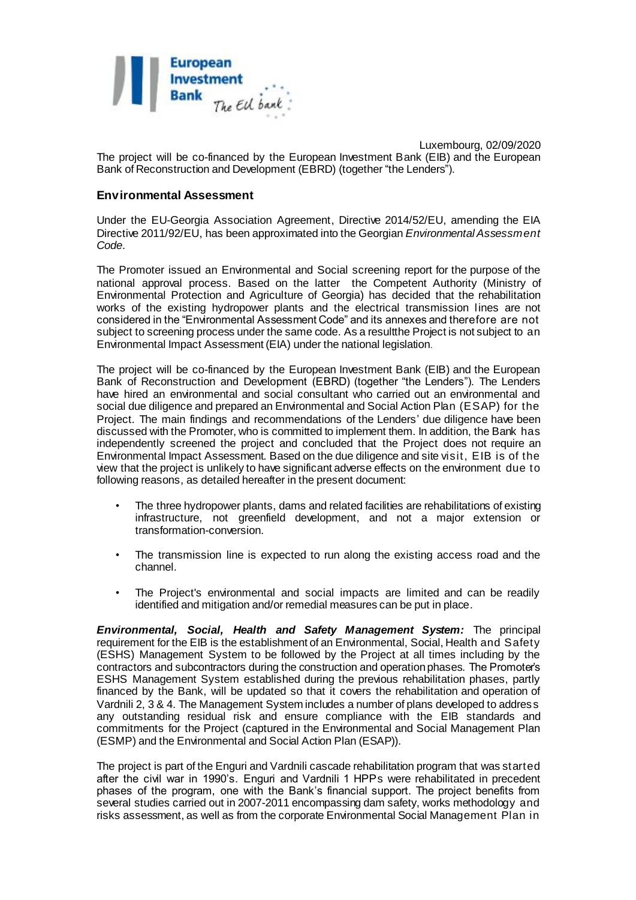Luxembourg, 02/09/2020

The project will be co-financed by the European Investment Bank (EIB) and the European Bank of Reconstruction and Development (EBRD) (together "the Lenders").

## Environmental Assessment

Under the EU-Georgia Association Agreement, Directive 2014/52/EU, amending the EIA Directive 2011/92/EU, has been approximated into the Georgian *Environmental Assessment Code*.

The Promoter issued an Environmental and Social screening report for the purpose of the national approval process. Based on the latter the Competent Authority (Ministry of Environmental Protection and Agriculture of Georgia) has decided that the rehabilitation works of the existing hydropower plants and the electrical transmission lines are not considered in the "Environmental Assessment Code" and its annexes and therefore are not subject to screening process under the same code. As a resultthe Project is not subject to an Environmental Impact Assessment (EIA) under the national legislation.

The project will be co-financed by the European Investment Bank (EIB) and the European Bank of Reconstruction and Development (EBRD) (together "the Lenders"). The Lenders have hired an environmental and social consultant who carried out an environmental and social due diligence and prepared an Environmental and Social Action Plan (ESAP) for the Project. The main findings and recommendations of the Lenders' due diligence have been discussed with the Promoter, who is committed to implement them. In addition, the Bank has independently screened the project and concluded that the Project does not require an Environmental Impact Assessment. Based on the due diligence and site visit, EIB is of the view that the project is unlikely to have significant adverse effects on the environment due to following reasons, as detailed hereafter in the present document:

- The three hydropower plants, dams and related facilities are rehabilitations of existing infrastructure, not greenfield development, and not a major extension or transformation-conversion.
- The transmission line is expected to run along the existing access road and the channel.
- The Project's environmental and social impacts are limited and can be readily identified and mitigation and/or remedial measures can be put in place.

***Environmental, Social, Health and Safety Management System:*** The principal requirement for the EIB is the establishment of an Environmental, Social, Health and Safety (ESHS) Management System to be followed by the Project at all times including by the contractors and subcontractors during the construction and operation phases. The Promoter's ESHS Management System established during the previous rehabilitation phases, partly financed by the Bank, will be updated so that it covers the rehabilitation and operation of Vardnili 2, 3 & 4. The Management System includes a number of plans developed to address any outstanding residual risk and ensure compliance with the EIB standards and commitments for the Project (captured in the Environmental and Social Management Plan (ESMP) and the Environmental and Social Action Plan (ESAP)).

The project is part of the Enguri and Vardnili cascade rehabilitation program that was started after the civil war in 1990's. Enguri and Vardnili 1 HPPs were rehabilitated in precedent phases of the program, one with the Bank's financial support. The project benefits from several studies carried out in 2007-2011 encompassing dam safety, works methodology and risks assessment, as well as from the corporate Environmental Social Management Plan in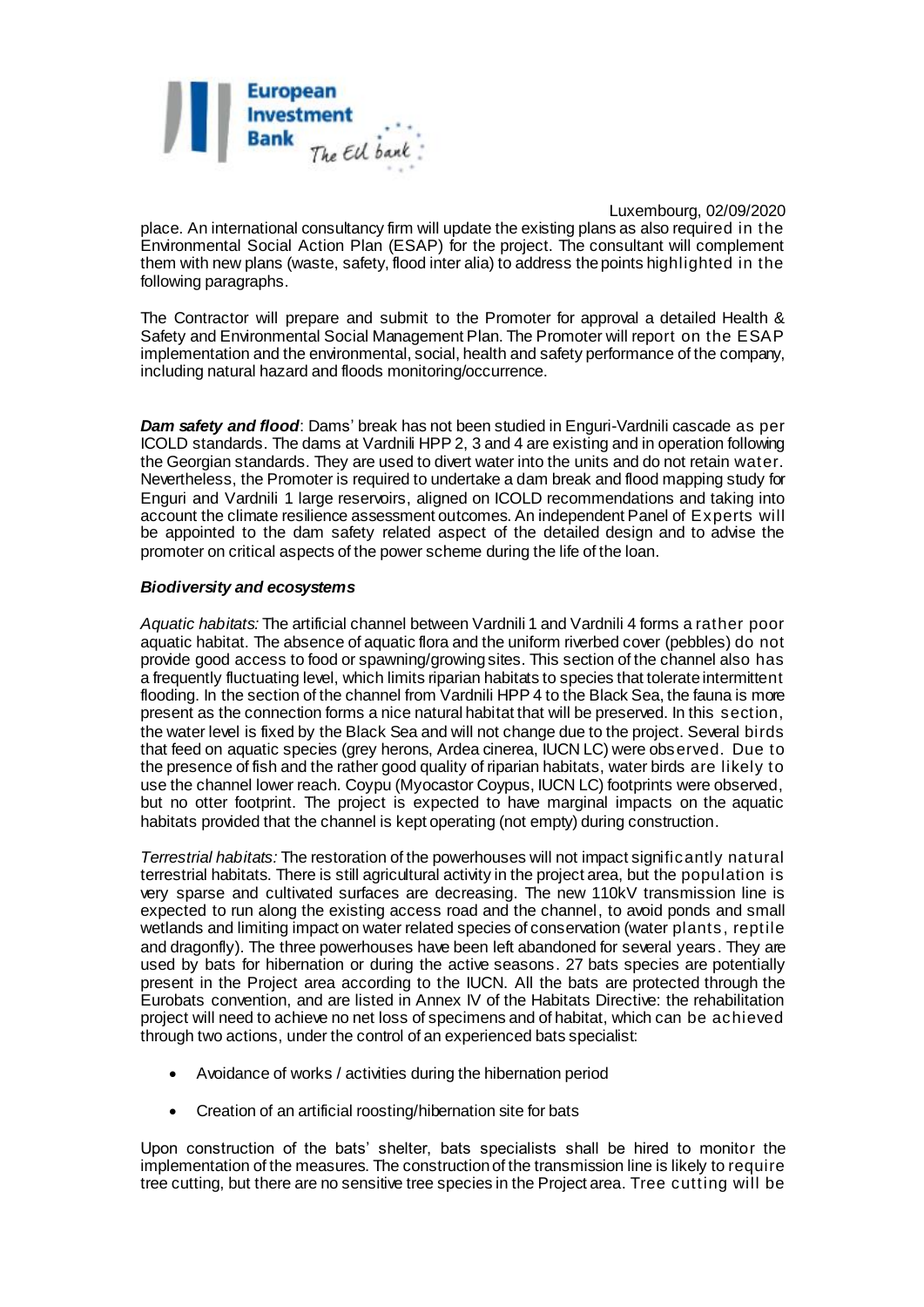place. An international consultancy firm will update the existing plans as also required in the Environmental Social Action Plan (ESAP) for the project. The consultant will complement them with new plans (waste, safety, flood inter alia) to address the points highlighted in the following paragraphs.

The Contractor will prepare and submit to the Promoter for approval a detailed Health & Safety and Environmental Social Management Plan. The Promoter will report on the ESAP implementation and the environmental, social, health and safety performance of the company, including natural hazard and floods monitoring/occurrence.

***Dam safety and flood***: Dams' break has not been studied in Enguri-Vardnili cascade as per ICOLD standards. The dams at Vardnili HPP 2, 3 and 4 are existing and in operation following the Georgian standards. They are used to divert water into the units and do not retain water. Nevertheless, the Promoter is required to undertake a dam break and flood mapping study for Enguri and Vardnili 1 large reservoirs, aligned on ICOLD recommendations and taking into account the climate resilience assessment outcomes. An independent Panel of Experts will be appointed to the dam safety related aspect of the detailed design and to advise the promoter on critical aspects of the power scheme during the life of the loan.

***Biodiversity and ecosystems***

*Aquatic habitats:* The artificial channel between Vardnili 1 and Vardnili 4 forms a rather poor aquatic habitat. The absence of aquatic flora and the uniform riverbed cover (pebbles) do not provide good access to food or spawning/growing sites. This section of the channel also has a frequently fluctuating level, which limits riparian habitats to species that tolerate intermittent flooding. In the section of the channel from Vardnili HPP 4 to the Black Sea, the fauna is more present as the connection forms a nice natural habitat that will be preserved. In this section, the water level is fixed by the Black Sea and will not change due to the project. Several birds that feed on aquatic species (grey herons, Ardea cinerea, IUCN LC) were observed. Due to the presence of fish and the rather good quality of riparian habitats, water birds are likely to use the channel lower reach. Coypu (Myocastor Coypus, IUCN LC) footprints were observed, but no otter footprint. The project is expected to have marginal impacts on the aquatic habitats provided that the channel is kept operating (not empty) during construction.

*Terrestrial habitats:* The restoration of the powerhouses will not impact significantly natural terrestrial habitats. There is still agricultural activity in the project area, but the population is very sparse and cultivated surfaces are decreasing. The new 110kV transmission line is expected to run along the existing access road and the channel, to avoid ponds and small wetlands and limiting impact on water related species of conservation (water plants, reptile and dragonfly). The three powerhouses have been left abandoned for several years. They are used by bats for hibernation or during the active seasons. 27 bats species are potentially present in the Project area according to the IUCN. All the bats are protected through the Eurobats convention, and are listed in Annex IV of the Habitats Directive: the rehabilitation project will need to achieve no net loss of specimens and of habitat, which can be achieved through two actions, under the control of an experienced bats specialist:

- Avoidance of works / activities during the hibernation period
- Creation of an artificial roosting/hibernation site for bats

Upon construction of the bats' shelter, bats specialists shall be hired to monitor the implementation of the measures. The construction of the transmission line is likely to require tree cutting, but there are no sensitive tree species in the Project area. Tree cutting will be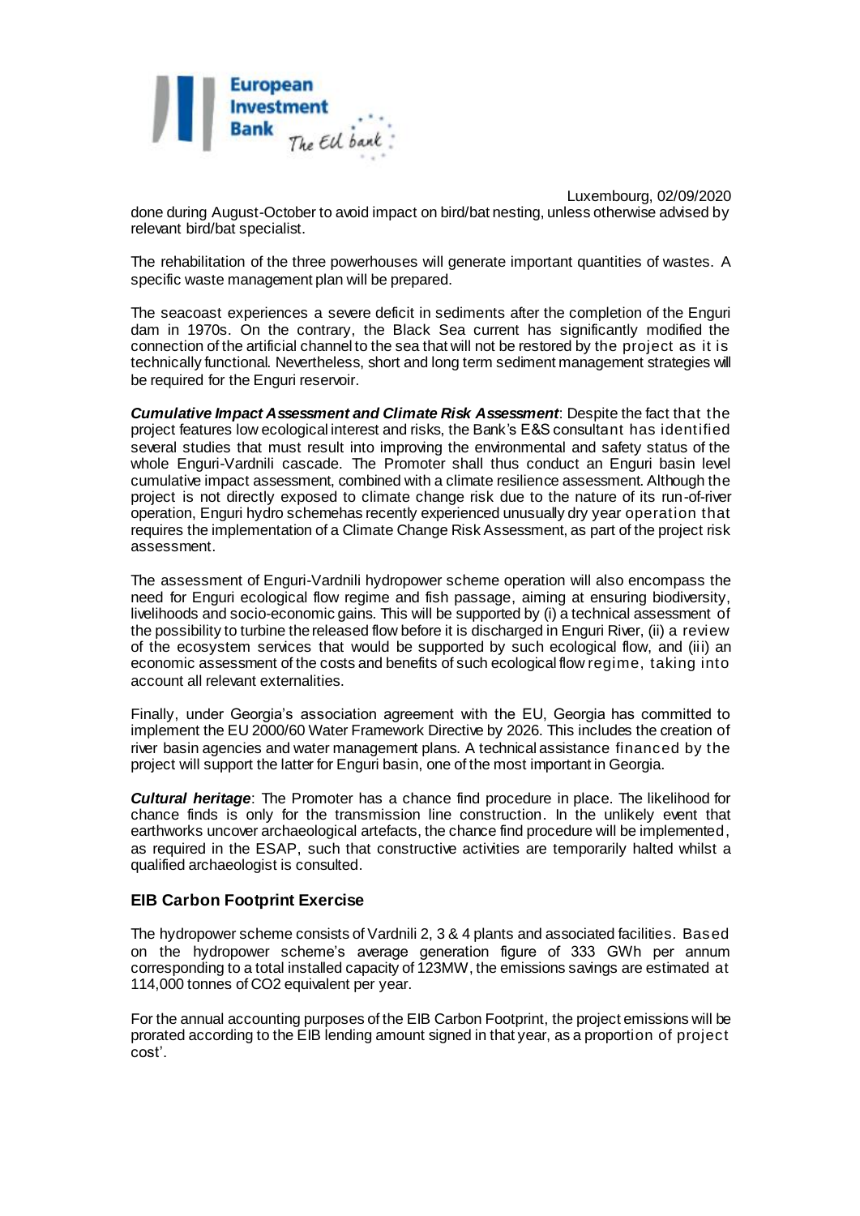done during August-October to avoid impact on bird/bat nesting, unless otherwise advised by relevant bird/bat specialist.

The rehabilitation of the three powerhouses will generate important quantities of wastes. A specific waste management plan will be prepared.

The seacoast experiences a severe deficit in sediments after the completion of the Enguri dam in 1970s. On the contrary, the Black Sea current has significantly modified the connection of the artificial channel to the sea that will not be restored by the project as it is technically functional. Nevertheless, short and long term sediment management strategies will be required for the Enguri reservoir.

***Cumulative Impact Assessment and Climate Risk Assessment***: Despite the fact that the project features low ecological interest and risks, the Bank's E&S consultant has identified several studies that must result into improving the environmental and safety status of the whole Enguri-Vardnili cascade. The Promoter shall thus conduct an Enguri basin level cumulative impact assessment, combined with a climate resilience assessment. Although the project is not directly exposed to climate change risk due to the nature of its run-of-river operation, Enguri hydro schemehas recently experienced unusually dry year operation that requires the implementation of a Climate Change Risk Assessment, as part of the project risk assessment.

The assessment of Enguri-Vardnili hydropower scheme operation will also encompass the need for Enguri ecological flow regime and fish passage, aiming at ensuring biodiversity, livelihoods and socio-economic gains. This will be supported by (i) a technical assessment of the possibility to turbine the released flow before it is discharged in Enguri River, (ii) a review of the ecosystem services that would be supported by such ecological flow, and (iii) an economic assessment of the costs and benefits of such ecological flow regime, taking into account all relevant externalities.

Finally, under Georgia's association agreement with the EU, Georgia has committed to implement the EU 2000/60 Water Framework Directive by 2026. This includes the creation of river basin agencies and water management plans. A technical assistance financed by the project will support the latter for Enguri basin, one of the most important in Georgia.

***Cultural heritage***: The Promoter has a chance find procedure in place. The likelihood for chance finds is only for the transmission line construction. In the unlikely event that earthworks uncover archaeological artefacts, the chance find procedure will be implemented, as required in the ESAP, such that constructive activities are temporarily halted whilst a qualified archaeologist is consulted.

### EIB Carbon Footprint Exercise

The hydropower scheme consists of Vardnili 2, 3 & 4 plants and associated facilities. Based on the hydropower scheme's average generation figure of 333 GWh per annum corresponding to a total installed capacity of 123MW, the emissions savings are estimated at 114,000 tonnes of $CO_2$ equivalent per year.

For the annual accounting purposes of the EIB Carbon Footprint, the project emissions will be prorated according to the EIB lending amount signed in that year, as a proportion of project cost'.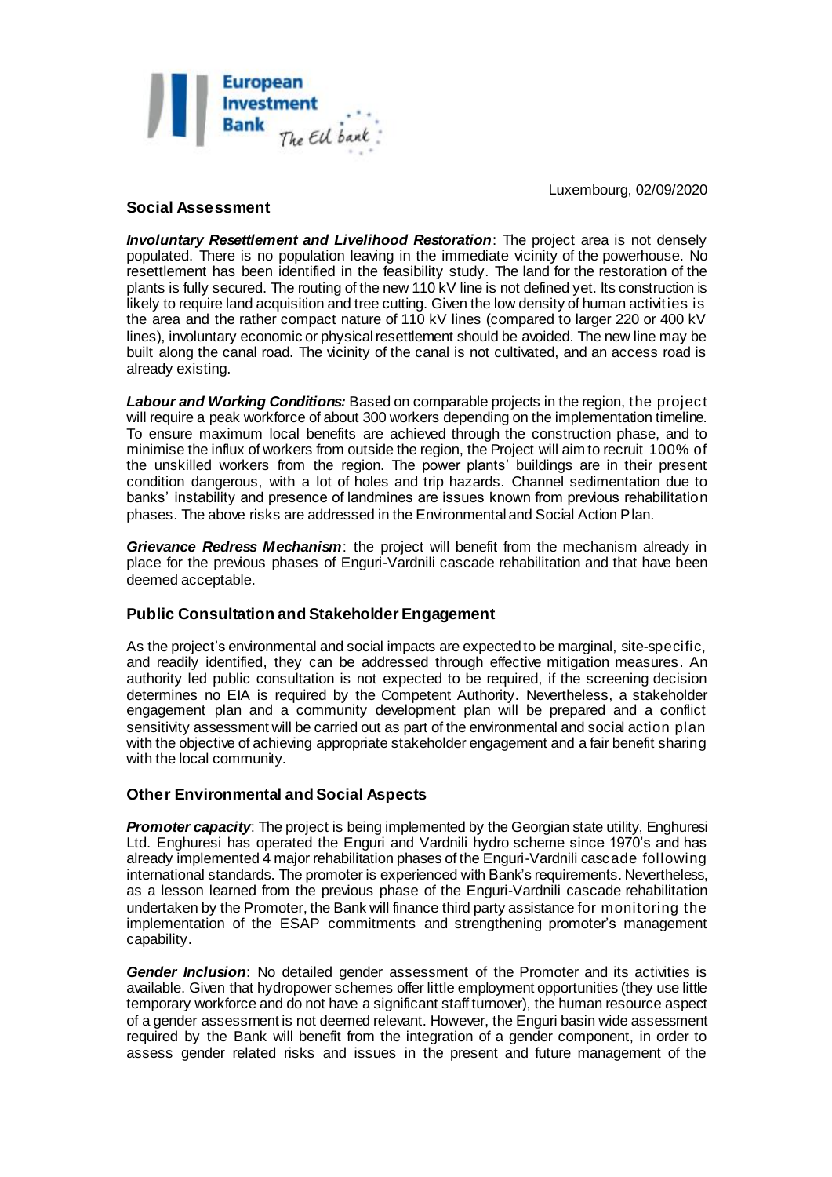Luxembourg, 02/09/2020

## Social Assessment

***Involuntary Resettlement and Livelihood Restoration***: The project area is not densely populated. There is no population leaving in the immediate vicinity of the powerhouse. No resettlement has been identified in the feasibility study. The land for the restoration of the plants is fully secured. The routing of the new 110 kV line is not defined yet. Its construction is likely to require land acquisition and tree cutting. Given the low density of human activities is the area and the rather compact nature of 110 kV lines (compared to larger 220 or 400 kV lines), involuntary economic or physical resettlement should be avoided. The new line may be built along the canal road. The vicinity of the canal is not cultivated, and an access road is already existing.

***Labour and Working Conditions:*** Based on comparable projects in the region, the project will require a peak workforce of about 300 workers depending on the implementation timeline. To ensure maximum local benefits are achieved through the construction phase, and to minimise the influx of workers from outside the region, the Project will aim to recruit 100% of the unskilled workers from the region. The power plants' buildings are in their present condition dangerous, with a lot of holes and trip hazards. Channel sedimentation due to banks' instability and presence of landmines are issues known from previous rehabilitation phases. The above risks are addressed in the Environmental and Social Action Plan.

***Grievance Redress Mechanism***: the project will benefit from the mechanism already in place for the previous phases of Enguri-Vardnili cascade rehabilitation and that have been deemed acceptable.

## Public Consultation and Stakeholder Engagement

As the project's environmental and social impacts are expected to be marginal, site-specific, and readily identified, they can be addressed through effective mitigation measures. An authority led public consultation is not expected to be required, if the screening decision determines no EIA is required by the Competent Authority. Nevertheless, a stakeholder engagement plan and a community development plan will be prepared and a conflict sensitivity assessment will be carried out as part of the environmental and social action plan with the objective of achieving appropriate stakeholder engagement and a fair benefit sharing with the local community.

## Other Environmental and Social Aspects

***Promoter capacity***: The project is being implemented by the Georgian state utility, Enghuresi Ltd. Enghuresi has operated the Enguri and Vardnili hydro scheme since 1970's and has already implemented 4 major rehabilitation phases of the Enguri-Vardnili cascade following international standards. The promoter is experienced with Bank's requirements. Nevertheless, as a lesson learned from the previous phase of the Enguri-Vardnili cascade rehabilitation undertaken by the Promoter, the Bank will finance third party assistance for monitoring the implementation of the ESAP commitments and strengthening promoter's management capability.

***Gender Inclusion***: No detailed gender assessment of the Promoter and its activities is available. Given that hydropower schemes offer little employment opportunities (they use little temporary workforce and do not have a significant staff turnover), the human resource aspect of a gender assessment is not deemed relevant. However, the Enguri basin wide assessment required by the Bank will benefit from the integration of a gender component, in order to assess gender related risks and issues in the present and future management of the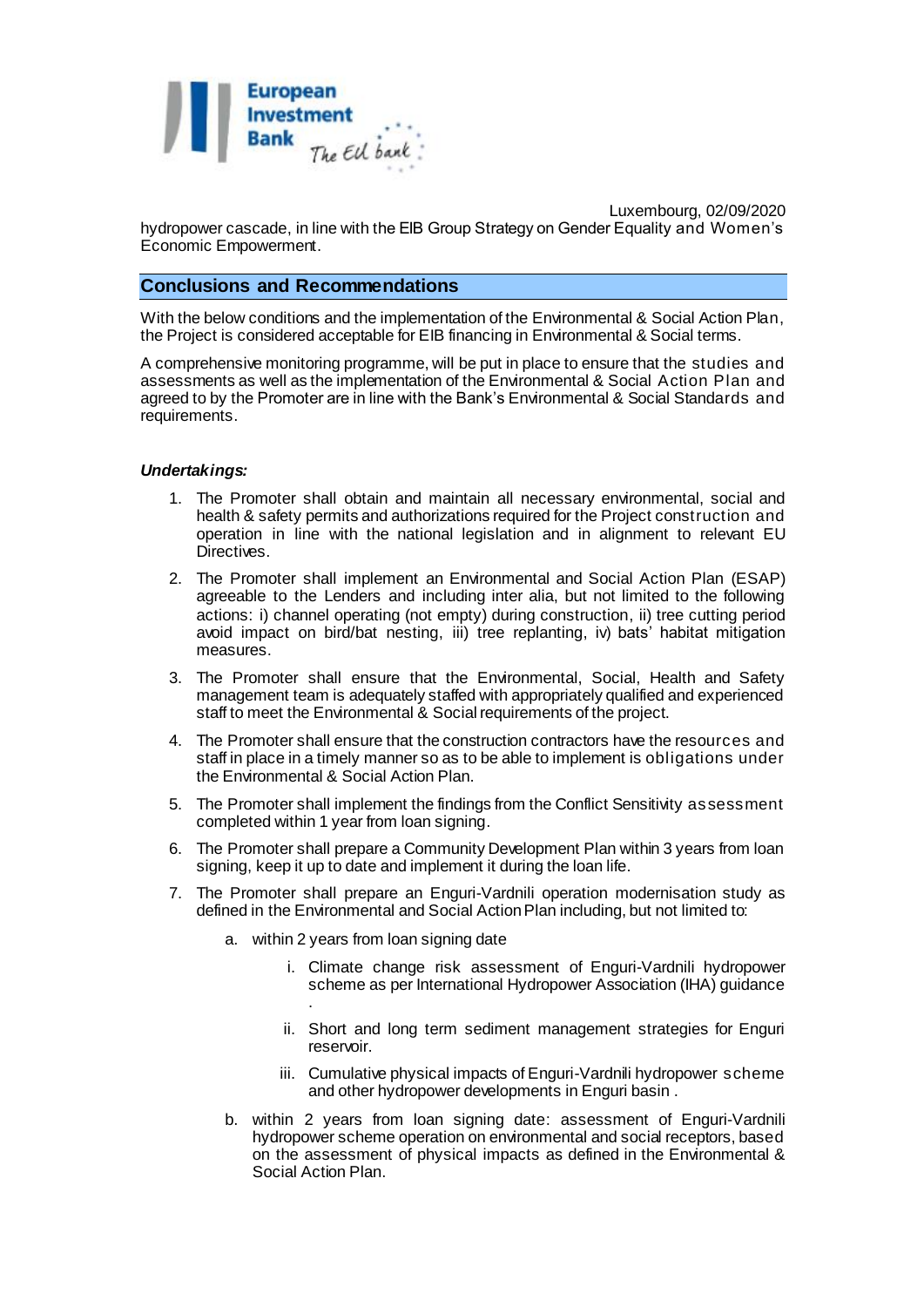hydropower cascade, in line with the EIB Group Strategy on Gender Equality and Women's Economic Empowerment.

## Conclusions and Recommendations

With the below conditions and the implementation of the Environmental & Social Action Plan, the Project is considered acceptable for EIB financing in Environmental & Social terms.

A comprehensive monitoring programme, will be put in place to ensure that the studies and assessments as well as the implementation of the Environmental & Social Action Plan and agreed to by the Promoter are in line with the Bank's Environmental & Social Standards and requirements.

***Undertakings:***

1. The Promoter shall obtain and maintain all necessary environmental, social and health & safety permits and authorizations required for the Project construction and operation in line with the national legislation and in alignment to relevant EU Directives.
2. The Promoter shall implement an Environmental and Social Action Plan (ESAP) agreeable to the Lenders and including inter alia, but not limited to the following actions: i) channel operating (not empty) during construction, ii) tree cutting period avoid impact on bird/bat nesting, iii) tree replanting, iv) bats' habitat mitigation measures.
3. The Promoter shall ensure that the Environmental, Social, Health and Safety management team is adequately staffed with appropriately qualified and experienced staff to meet the Environmental & Social requirements of the project.
4. The Promoter shall ensure that the construction contractors have the resources and staff in place in a timely manner so as to be able to implement is obligations under the Environmental & Social Action Plan.
5. The Promoter shall implement the findings from the Conflict Sensitivity assessment completed within 1 year from loan signing.
6. The Promoter shall prepare a Community Development Plan within 3 years from loan signing, keep it up to date and implement it during the loan life.
7. The Promoter shall prepare an Enguri-Vardnili operation modernisation study as defined in the Environmental and Social Action Plan including, but not limited to:
   a. within 2 years from loan signing date
      i. Climate change risk assessment of Enguri-Vardnili hydropower scheme as per International Hydropower Association (IHA) guidance .
      ii. Short and long term sediment management strategies for Enguri reservoir.
      iii. Cumulative physical impacts of Enguri-Vardnili hydropower scheme and other hydropower developments in Enguri basin .
   b. within 2 years from loan signing date: assessment of Enguri-Vardnili hydropower scheme operation on environmental and social receptors, based on the assessment of physical impacts as defined in the Environmental & Social Action Plan.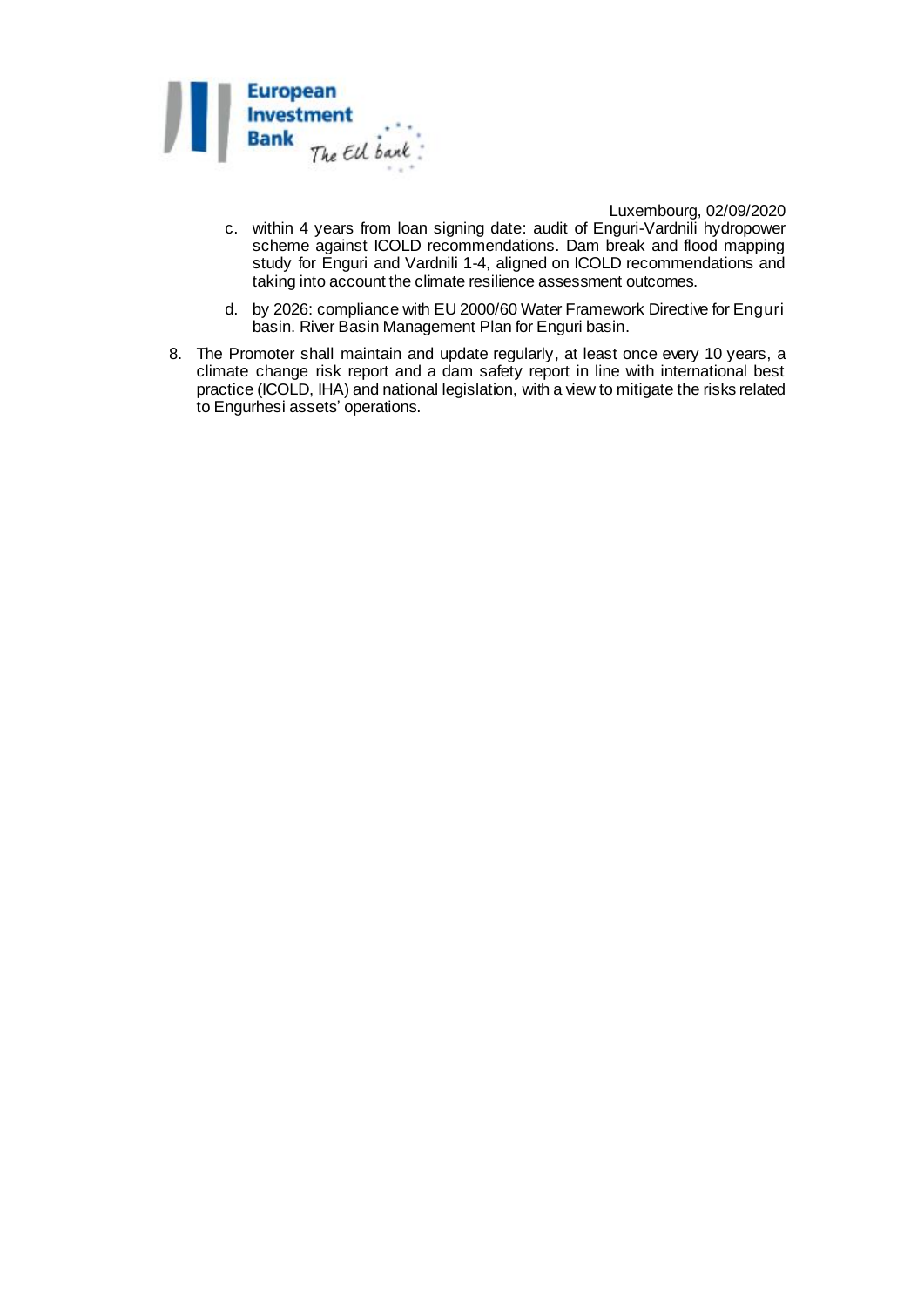Luxembourg, 02/09/2020

c. within 4 years from loan signing date: audit of Enguri-Vardnili hydropower scheme against ICOLD recommendations. Dam break and flood mapping study for Enguri and Vardnili 1-4, aligned on ICOLD recommendations and taking into account the climate resilience assessment outcomes.

d. by 2026: compliance with EU 2000/60 Water Framework Directive for Enguri basin. River Basin Management Plan for Enguri basin.

8. The Promoter shall maintain and update regularly, at least once every 10 years, a climate change risk report and a dam safety report in line with international best practice (ICOLD, IHA) and national legislation, with a view to mitigate the risks related to Engurhesi assets' operations.